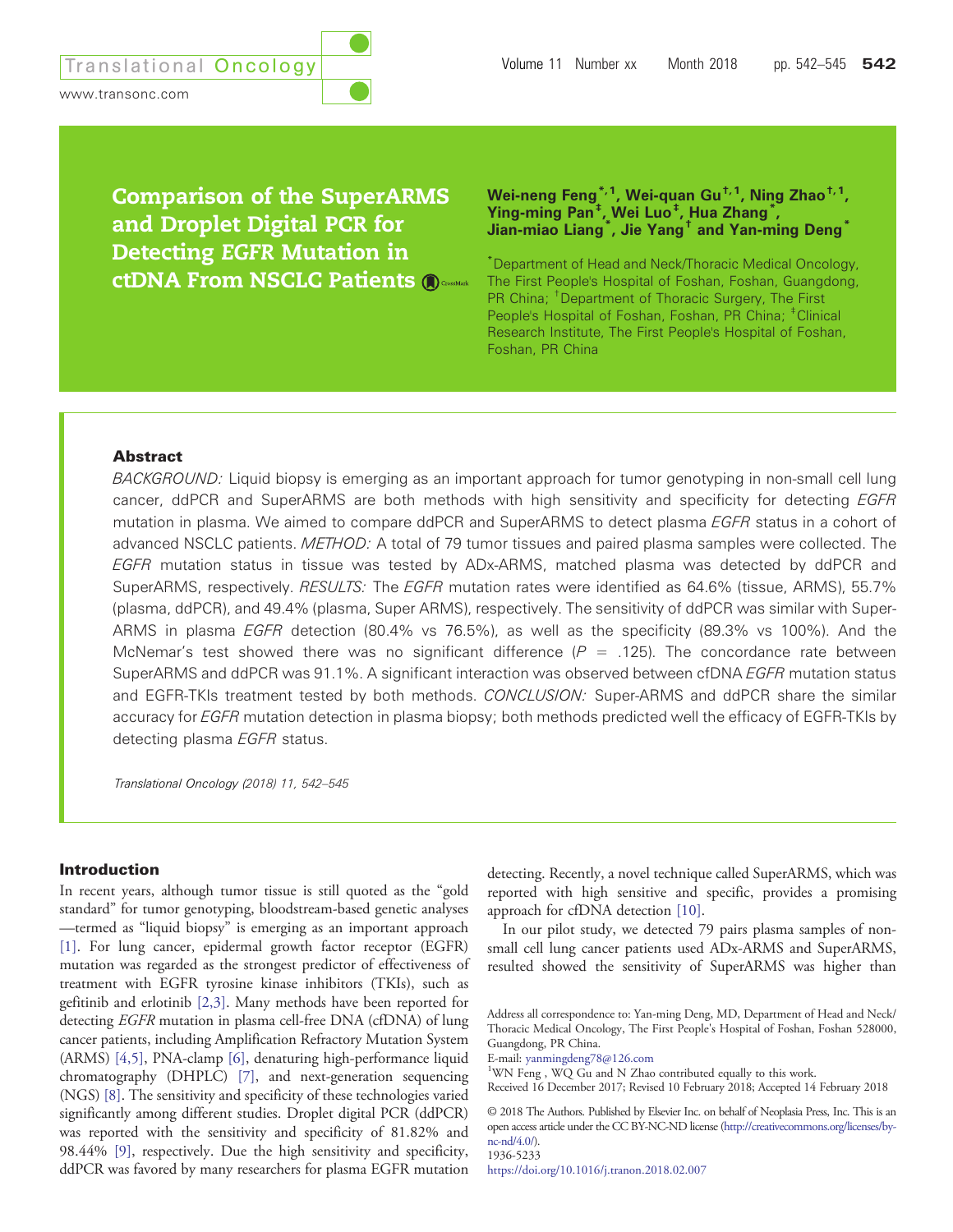# Comparison of the SuperARMS and Droplet Digital PCR for Detecting *EGFR* Mutation in ctDNA From NSCLC Patients

**Wei-neng Feng[*,1], Wei-quan Gu[†,1], Ning Zhao[†,1], Ying-ming Pan[‡], Wei Luo[‡], Hua Zhang[*], Jian-miao Liang[*], Jie Yang[†] and Yan-ming Deng[*]**

[*]Department of Head and Neck/Thoracic Medical Oncology, The First People's Hospital of Foshan, Foshan, Guangdong, PR China; [†]Department of Thoracic Surgery, The First People's Hospital of Foshan, Foshan, PR China; [‡]Clinical Research Institute, The First People's Hospital of Foshan, Foshan, PR China

### Abstract

*BACKGROUND:* Liquid biopsy is emerging as an important approach for tumor genotyping in non-small cell lung cancer, ddPCR and SuperARMS are both methods with high sensitivity and specificity for detecting *EGFR* mutation in plasma. We aimed to compare ddPCR and SuperARMS to detect plasma *EGFR* status in a cohort of advanced NSCLC patients. *METHOD:* A total of 79 tumor tissues and paired plasma samples were collected. The *EGFR* mutation status in tissue was tested by ADx-ARMS, matched plasma was detected by ddPCR and SuperARMS, respectively. *RESULTS:* The *EGFR* mutation rates were identified as 64.6% (tissue, ARMS), 55.7% (plasma, ddPCR), and 49.4% (plasma, Super ARMS), respectively. The sensitivity of ddPCR was similar with Super-ARMS in plasma *EGFR* detection (80.4% vs 76.5%), as well as the specificity (89.3% vs 100%). And the McNemar's test showed there was no significant difference ($P$ = .125). The concordance rate between SuperARMS and ddPCR was 91.1%. A significant interaction was observed between cfDNA *EGFR* mutation status and EGFR-TKIs treatment tested by both methods. *CONCLUSION:* Super-ARMS and ddPCR share the similar accuracy for *EGFR* mutation detection in plasma biopsy; both methods predicted well the efficacy of EGFR-TKIs by detecting plasma *EGFR* status.

*Translational Oncology (2018) 11, 542–545*

## Introduction

In recent years, although tumor tissue is still quoted as the "gold standard" for tumor genotyping, bloodstream-based genetic analyses—termed as "liquid biopsy" is emerging as an important approach [1]. For lung cancer, epidermal growth factor receptor (EGFR) mutation was regarded as the strongest predictor of effectiveness of treatment with EGFR tyrosine kinase inhibitors (TKIs), such as gefitinib and erlotinib [2,3]. Many methods have been reported for detecting *EGFR* mutation in plasma cell-free DNA (cfDNA) of lung cancer patients, including Amplification Refractory Mutation System (ARMS) [4,5], PNA-clamp [6], denaturing high-performance liquid chromatography (DHPLC) [7], and next-generation sequencing (NGS) [8]. The sensitivity and specificity of these technologies varied significantly among different studies. Droplet digital PCR (ddPCR) was reported with the sensitivity and specificity of 81.82% and 98.44% [9], respectively. Due the high sensitivity and specificity, ddPCR was favored by many researchers for plasma EGFR mutation detecting. Recently, a novel technique called SuperARMS, which was reported with high sensitive and specific, provides a promising approach for cfDNA detection [10].

In our pilot study, we detected 79 pairs plasma samples of non-small cell lung cancer patients used ADx-ARMS and SuperARMS, resulted showed the sensitivity of SuperARMS was higher than

Address all correspondence to: Yan-ming Deng, MD, Department of Head and Neck/Thoracic Medical Oncology, The First People's Hospital of Foshan, Foshan 528000, Guangdong, PR China.
E-mail: yanmingdeng78@126.com
[1]WN Feng , WQ Gu and N Zhao contributed equally to this work.
Received 16 December 2017; Revised 10 February 2018; Accepted 14 February 2018

© 2018 The Authors. Published by Elsevier Inc. on behalf of Neoplasia Press, Inc. This is an open access article under the CC BY-NC-ND license (http://creativecommons.org/licenses/by-nc-nd/4.0/).
1936-5233
https://doi.org/10.1016/j.tranon.2018.02.007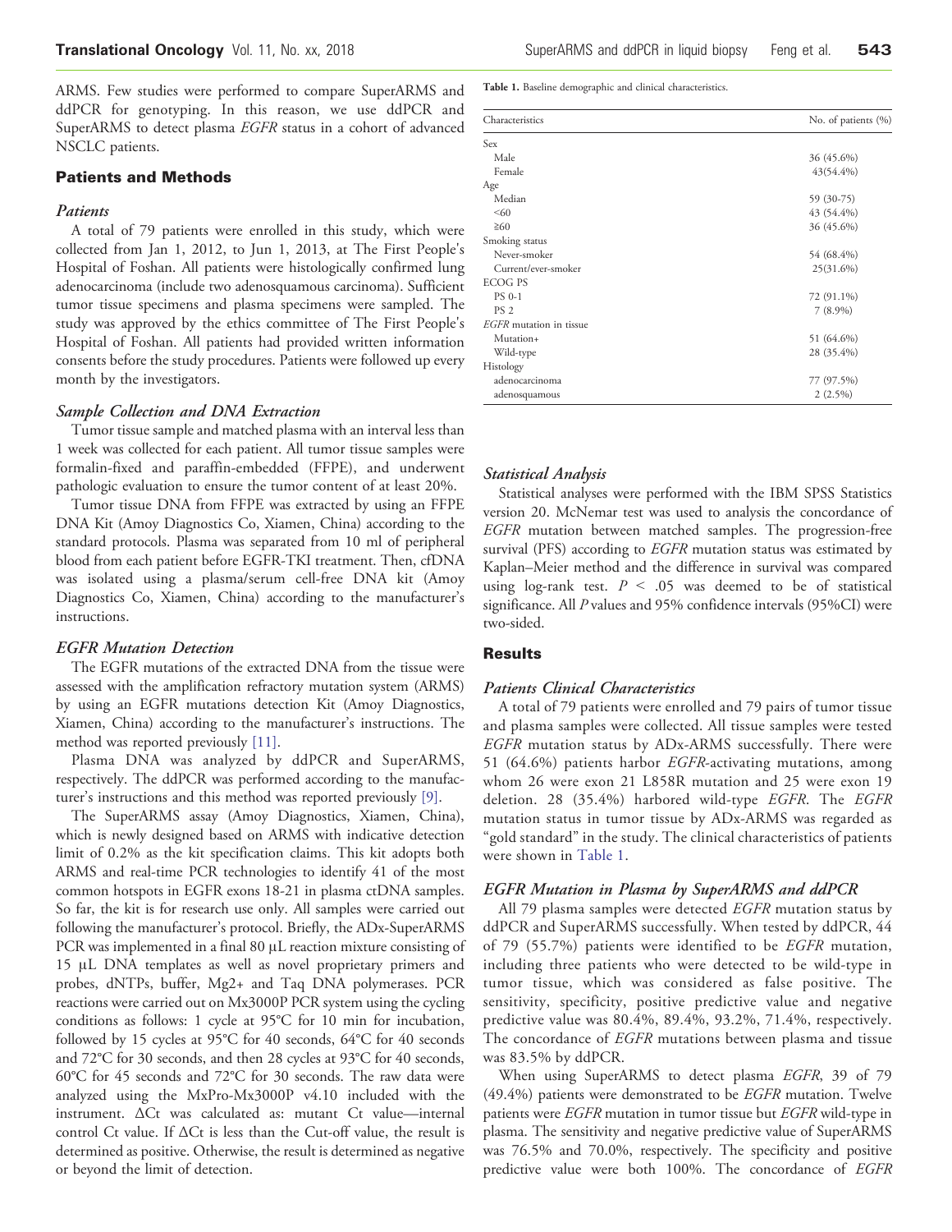ARMS. Few studies were performed to compare SuperARMS and ddPCR for genotyping. In this reason, we use ddPCR and SuperARMS to detect plasma *EGFR* status in a cohort of advanced NSCLC patients.

## Patients and Methods

### Patients

A total of 79 patients were enrolled in this study, which were collected from Jan 1, 2012, to Jun 1, 2013, at The First People's Hospital of Foshan. All patients were histologically confirmed lung adenocarcinoma (include two adenosquamous carcinoma). Sufficient tumor tissue specimens and plasma specimens were sampled. The study was approved by the ethics committee of The First People's Hospital of Foshan. All patients had provided written information consents before the study procedures. Patients were followed up every month by the investigators.

### Sample Collection and DNA Extraction

Tumor tissue sample and matched plasma with an interval less than 1 week was collected for each patient. All tumor tissue samples were formalin-fixed and paraffin-embedded (FFPE), and underwent pathologic evaluation to ensure the tumor content of at least 20%.

Tumor tissue DNA from FFPE was extracted by using an FFPE DNA Kit (Amoy Diagnostics Co, Xiamen, China) according to the standard protocols. Plasma was separated from 10 ml of peripheral blood from each patient before EGFR-TKI treatment. Then, cfDNA was isolated using a plasma/serum cell-free DNA kit (Amoy Diagnostics Co, Xiamen, China) according to the manufacturer's instructions.

### EGFR Mutation Detection

The EGFR mutations of the extracted DNA from the tissue were assessed with the amplification refractory mutation system (ARMS) by using an EGFR mutations detection Kit (Amoy Diagnostics, Xiamen, China) according to the manufacturer's instructions. The method was reported previously [11].

Plasma DNA was analyzed by ddPCR and SuperARMS, respectively. The ddPCR was performed according to the manufacturer's instructions and this method was reported previously [9].

The SuperARMS assay (Amoy Diagnostics, Xiamen, China), which is newly designed based on ARMS with indicative detection limit of 0.2% as the kit specification claims. This kit adopts both ARMS and real-time PCR technologies to identify 41 of the most common hotspots in EGFR exons 18-21 in plasma ctDNA samples. So far, the kit is for research use only. All samples were carried out following the manufacturer's protocol. Briefly, the ADx-SuperARMS PCR was implemented in a final 80 μL reaction mixture consisting of 15 μL DNA templates as well as novel proprietary primers and probes, dNTPs, buffer, Mg2+ and Taq DNA polymerases. PCR reactions were carried out on Mx3000P PCR system using the cycling conditions as follows: 1 cycle at 95°C for 10 min for incubation, followed by 15 cycles at 95°C for 40 seconds, 64°C for 40 seconds and 72°C for 30 seconds, and then 28 cycles at 93°C for 40 seconds, 60°C for 45 seconds and 72°C for 30 seconds. The raw data were analyzed using the MxPro-Mx3000P v4.10 included with the instrument. ΔCt was calculated as: mutant Ct value—internal control Ct value. If ΔCt is less than the Cut-off value, the result is determined as positive. Otherwise, the result is determined as negative or beyond the limit of detection.

**Table 1.** Baseline demographic and clinical characteristics.

| Characteristics | No. of patients (%) |
|---|---|
| Sex | |
| Male | 36 (45.6%) |
| Female | 43(54.4%) |
| Age | |
| Median | 59 (30-75) |
| <60 | 43 (54.4%) |
| ≥60 | 36 (45.6%) |
| Smoking status | |
| Never-smoker | 54 (68.4%) |
| Current/ever-smoker | 25(31.6%) |
| ECOG PS | |
| PS 0-1 | 72 (91.1%) |
| PS 2 | 7 (8.9%) |
| *EGFR* mutation in tissue | |
| Mutation+ | 51 (64.6%) |
| Wild-type | 28 (35.4%) |
| Histology | |
| adenocarcinoma | 77 (97.5%) |
| adenosquamous | 2 (2.5%) |

### Statistical Analysis

Statistical analyses were performed with the IBM SPSS Statistics version 20. McNemar test was used to analysis the concordance of *EGFR* mutation between matched samples. The progression-free survival (PFS) according to *EGFR* mutation status was estimated by Kaplan–Meier method and the difference in survival was compared using log-rank test. $P < .05$ was deemed to be of statistical significance. All *P* values and 95% confidence intervals (95%CI) were two-sided.

## Results

### Patients Clinical Characteristics

A total of 79 patients were enrolled and 79 pairs of tumor tissue and plasma samples were collected. All tissue samples were tested *EGFR* mutation status by ADx-ARMS successfully. There were 51 (64.6%) patients harbor *EGFR*-activating mutations, among whom 26 were exon 21 L858R mutation and 25 were exon 19 deletion. 28 (35.4%) harbored wild-type *EGFR*. The *EGFR* mutation status in tumor tissue by ADx-ARMS was regarded as "gold standard" in the study. The clinical characteristics of patients were shown in Table 1.

### EGFR Mutation in Plasma by SuperARMS and ddPCR

All 79 plasma samples were detected *EGFR* mutation status by ddPCR and SuperARMS successfully. When tested by ddPCR, 44 of 79 (55.7%) patients were identified to be *EGFR* mutation, including three patients who were detected to be wild-type in tumor tissue, which was considered as false positive. The sensitivity, specificity, positive predictive value and negative predictive value was 80.4%, 89.4%, 93.2%, 71.4%, respectively. The concordance of *EGFR* mutations between plasma and tissue was 83.5% by ddPCR.

When using SuperARMS to detect plasma *EGFR*, 39 of 79 (49.4%) patients were demonstrated to be *EGFR* mutation. Twelve patients were *EGFR* mutation in tumor tissue but *EGFR* wild-type in plasma. The sensitivity and negative predictive value of SuperARMS was 76.5% and 70.0%, respectively. The specificity and positive predictive value were both 100%. The concordance of *EGFR*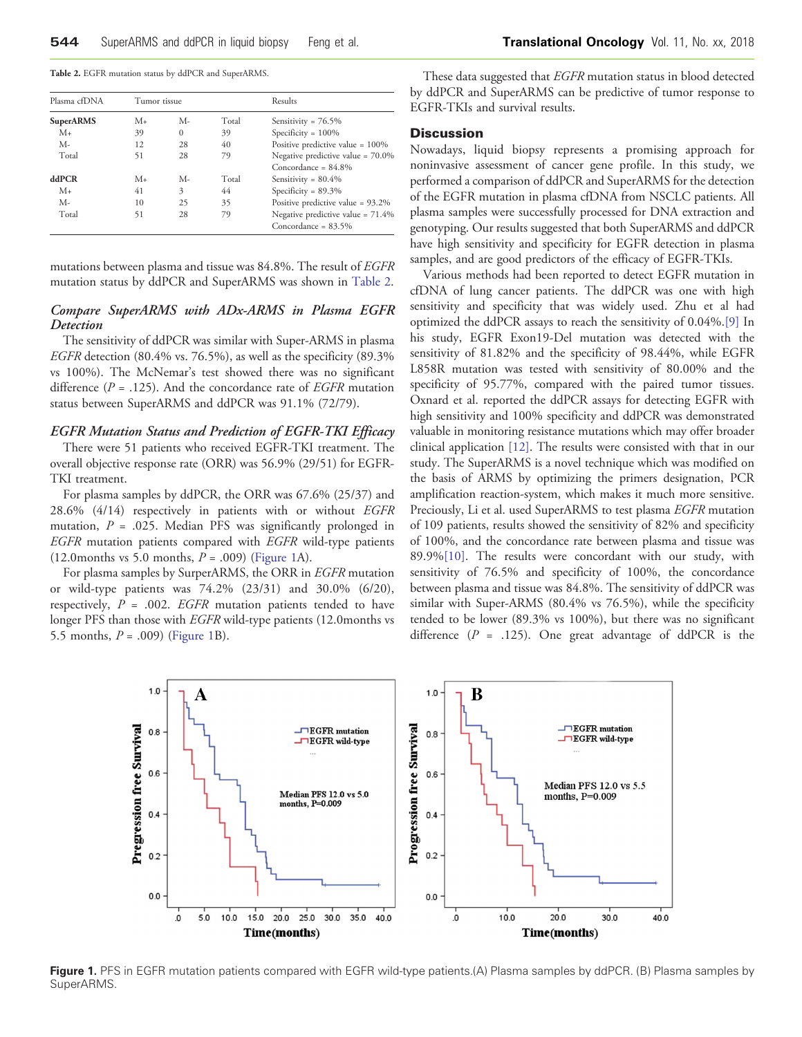**Table 2.** EGFR mutation status by ddPCR and SuperARMS.

| Plasma cfDNA | Tumor tissue | | | Results |
|---|---|---|---|---|
| **SuperARMS** | M+ | M- | Total | Sensitivity = 76.5% |
| M+ | 39 | 0 | 39 | Specificity = 100% |
| M- | 12 | 28 | 40 | Positive predictive value = 100% |
| Total | 51 | 28 | 79 | Negative predictive value = 70.0% |
| | | | | Concordance = 84.8% |
| **ddPCR** | M+ | M- | Total | Sensitivity = 80.4% |
| M+ | 41 | 3 | 44 | Specificity = 89.3% |
| M- | 10 | 25 | 35 | Positive predictive value = 93.2% |
| Total | 51 | 28 | 79 | Negative predictive value = 71.4% |
| | | | | Concordance = 83.5% |

mutations between plasma and tissue was 84.8%. The result of *EGFR* mutation status by ddPCR and SuperARMS was shown in Table 2.

### *Compare SuperARMS with ADx-ARMS in Plasma EGFR Detection*

The sensitivity of ddPCR was similar with Super-ARMS in plasma *EGFR* detection (80.4% vs. 76.5%), as well as the specificity (89.3% vs 100%). The McNemar's test showed there was no significant difference ($P$ = .125). And the concordance rate of *EGFR* mutation status between SuperARMS and ddPCR was 91.1% (72/79).

### *EGFR Mutation Status and Prediction of EGFR-TKI Efficacy*

There were 51 patients who received EGFR-TKI treatment. The overall objective response rate (ORR) was 56.9% (29/51) for EGFR-TKI treatment.

For plasma samples by ddPCR, the ORR was 67.6% (25/37) and 28.6% (4/14) respectively in patients with or without *EGFR* mutation, $P$ = .025. Median PFS was significantly prolonged in *EGFR* mutation patients compared with *EGFR* wild-type patients (12.0months vs 5.0 months, $P$ = .009) (Figure 1A).

For plasma samples by SurperARMS, the ORR in *EGFR* mutation or wild-type patients was 74.2% (23/31) and 30.0% (6/20), respectively, $P$ = .002. *EGFR* mutation patients tended to have longer PFS than those with *EGFR* wild-type patients (12.0months vs 5.5 months, $P$ = .009) (Figure 1B).

These data suggested that *EGFR* mutation status in blood detected by ddPCR and SuperARMS can be predictive of tumor response to EGFR-TKIs and survival results.

## Discussion

Nowadays, liquid biopsy represents a promising approach for noninvasive assessment of cancer gene profile. In this study, we performed a comparison of ddPCR and SuperARMS for the detection of the EGFR mutation in plasma cfDNA from NSCLC patients. All plasma samples were successfully processed for DNA extraction and genotyping. Our results suggested that both SuperARMS and ddPCR have high sensitivity and specificity for EGFR detection in plasma samples, and are good predictors of the efficacy of EGFR-TKIs.

Various methods had been reported to detect EGFR mutation in cfDNA of lung cancer patients. The ddPCR was one with high sensitivity and specificity that was widely used. Zhu et al had optimized the ddPCR assays to reach the sensitivity of 0.04%.[9] In his study, EGFR Exon19-Del mutation was detected with the sensitivity of 81.82% and the specificity of 98.44%, while EGFR L858R mutation was tested with sensitivity of 80.00% and the specificity of 95.77%, compared with the paired tumor tissues. Oxnard et al. reported the ddPCR assays for detecting EGFR with high sensitivity and 100% specificity and ddPCR was demonstrated valuable in monitoring resistance mutations which may offer broader clinical application [12]. The results were consisted with that in our study. The SuperARMS is a novel technique which was modified on the basis of ARMS by optimizing the primers designation, PCR amplification reaction-system, which makes it much more sensitive. Preciously, Li et al. used SuperARMS to test plasma *EGFR* mutation of 109 patients, results showed the sensitivity of 82% and specificity of 100%, and the concordance rate between plasma and tissue was 89.9%[10]. The results were concordant with our study, with sensitivity of 76.5% and specificity of 100%, the concordance between plasma and tissue was 84.8%. The sensitivity of ddPCR was similar with Super-ARMS (80.4% vs 76.5%), while the specificity tended to be lower (89.3% vs 100%), but there was no significant difference ($P$ = .125). One great advantage of ddPCR is the

**Figure 1.** PFS in EGFR mutation patients compared with EGFR wild-type patients.(A) Plasma samples by ddPCR. (B) Plasma samples by SuperARMS.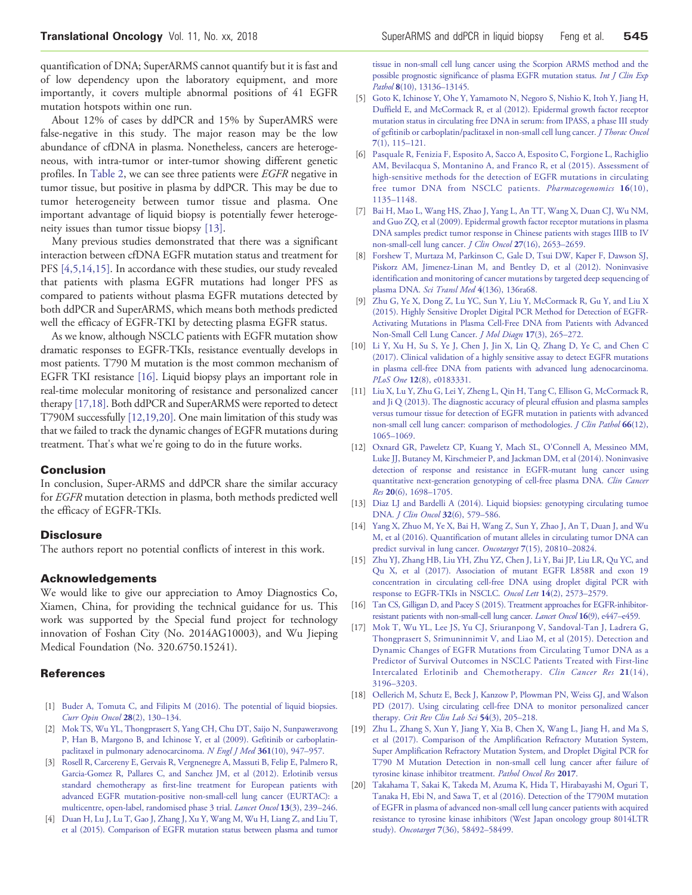quantification of DNA; SuperARMS cannot quantify but it is fast and of low dependency upon the laboratory equipment, and more importantly, it covers multiple abnormal positions of 41 EGFR mutation hotspots within one run.

About 12% of cases by ddPCR and 15% by SuperAMRS were false-negative in this study. The major reason may be the low abundance of cfDNA in plasma. Nonetheless, cancers are heterogeneous, with intra-tumor or inter-tumor showing different genetic profiles. In Table 2, we can see three patients were *EGFR* negative in tumor tissue, but positive in plasma by ddPCR. This may be due to tumor heterogeneity between tumor tissue and plasma. One important advantage of liquid biopsy is potentially fewer heterogeneity issues than tumor tissue biopsy [13].

Many previous studies demonstrated that there was a significant interaction between cfDNA EGFR mutation status and treatment for PFS [4,5,14,15]. In accordance with these studies, our study revealed that patients with plasma EGFR mutations had longer PFS as compared to patients without plasma EGFR mutations detected by both ddPCR and SuperARMS, which means both methods predicted well the efficacy of EGFR-TKI by detecting plasma EGFR status.

As we know, although NSCLC patients with EGFR mutation show dramatic responses to EGFR-TKIs, resistance eventually develops in most patients. T790 M mutation is the most common mechanism of EGFR TKI resistance [16]. Liquid biopsy plays an important role in real-time molecular monitoring of resistance and personalized cancer therapy [17,18]. Both ddPCR and SuperARMS were reported to detect T790M successfully [12,19,20]. One main limitation of this study was that we failed to track the dynamic changes of EGFR mutations during treatment. That's what we're going to do in the future works.

## Conclusion

In conclusion, Super-ARMS and ddPCR share the similar accuracy for *EGFR* mutation detection in plasma, both methods predicted well the efficacy of EGFR-TKIs.

## Disclosure

The authors report no potential conflicts of interest in this work.

## Acknowledgements

We would like to give our appreciation to Amoy Diagnostics Co, Xiamen, China, for providing the technical guidance for us. This work was supported by the Special fund project for technology innovation of Foshan City (No. 2014AG10003), and Wu Jieping Medical Foundation (No. 320.6750.15241).

## References

[1] Buder A, Tomuta C, and Filipits M (2016). The potential of liquid biopsies. *Curr Opin Oncol* **28**(2), 130–134.

[2] Mok TS, Wu YL, Thongprasert S, Yang CH, Chu DT, Saijo N, Sunpaweravong P, Han B, Margono B, and Ichinose Y, et al (2009). Gefitinib or carboplatin-paclitaxel in pulmonary adenocarcinoma. *N Engl J Med* **361**(10), 947–957.

[3] Rosell R, Carcereny E, Gervais R, Vergnenegre A, Massuti B, Felip E, Palmero R, Garcia-Gomez R, Pallares C, and Sanchez JM, et al (2012). Erlotinib versus standard chemotherapy as first-line treatment for European patients with advanced EGFR mutation-positive non-small-cell lung cancer (EURTAC): a multicentre, open-label, randomised phase 3 trial. *Lancet Oncol* **13**(3), 239–246.

[4] Duan H, Lu J, Lu T, Gao J, Zhang J, Xu Y, Wang M, Wu H, Liang Z, and Liu T, et al (2015). Comparison of EGFR mutation status between plasma and tumor tissue in non-small cell lung cancer using the Scorpion ARMS method and the possible prognostic significance of plasma EGFR mutation status. *Int J Clin Exp Pathol* **8**(10), 13136–13145.

[5] Goto K, Ichinose Y, Ohe Y, Yamamoto N, Negoro S, Nishio K, Itoh Y, Jiang H, Duffield E, and McCormack R, et al (2012). Epidermal growth factor receptor mutation status in circulating free DNA in serum: from IPASS, a phase III study of gefitinib or carboplatin/paclitaxel in non-small cell lung cancer. *J Thorac Oncol* **7**(1), 115–121.

[6] Pasquale R, Fenizia F, Esposito A, Sacco A, Esposito C, Forgione L, Rachiglio AM, Bevilacqua S, Montanino A, and Franco R, et al (2015). Assessment of high-sensitive methods for the detection of EGFR mutations in circulating free tumor DNA from NSCLC patients. *Pharmacogenomics* **16**(10), 1135–1148.

[7] Bai H, Mao L, Wang HS, Zhao J, Yang L, An TT, Wang X, Duan CJ, Wu NM, and Guo ZQ, et al (2009). Epidermal growth factor receptor mutations in plasma DNA samples predict tumor response in Chinese patients with stages IIIB to IV non-small-cell lung cancer. *J Clin Oncol* **27**(16), 2653–2659.

[8] Forshew T, Murtaza M, Parkinson C, Gale D, Tsui DW, Kaper F, Dawson SJ, Piskorz AM, Jimenez-Linan M, and Bentley D, et al (2012). Noninvasive identification and monitoring of cancer mutations by targeted deep sequencing of plasma DNA. *Sci Transl Med* **4**(136), 136ra68.

[9] Zhu G, Ye X, Dong Z, Lu YC, Sun Y, Liu Y, McCormack R, Gu Y, and Liu X (2015). Highly Sensitive Droplet Digital PCR Method for Detection of EGFR-Activating Mutations in Plasma Cell-Free DNA from Patients with Advanced Non-Small Cell Lung Cancer. *J Mol Diagn* **17**(3), 265–272.

[10] Li Y, Xu H, Su S, Ye J, Chen J, Jin X, Lin Q, Zhang D, Ye C, and Chen C (2017). Clinical validation of a highly sensitive assay to detect EGFR mutations in plasma cell-free DNA from patients with advanced lung adenocarcinoma. *PLoS One* **12**(8), e0183331.

[11] Liu X, Lu Y, Zhu G, Lei Y, Zheng L, Qin H, Tang C, Ellison G, McCormack R, and Ji Q (2013). The diagnostic accuracy of pleural effusion and plasma samples versus tumour tissue for detection of EGFR mutation in patients with advanced non-small cell lung cancer: comparison of methodologies. *J Clin Pathol* **66**(12), 1065–1069.

[12] Oxnard GR, Paweletz CP, Kuang Y, Mach SL, O'Connell A, Messineo MM, Luke JJ, Butaney M, Kirschmeier P, and Jackman DM, et al (2014). Noninvasive detection of response and resistance in EGFR-mutant lung cancer using quantitative next-generation genotyping of cell-free plasma DNA. *Clin Cancer Res* **20**(6), 1698–1705.

[13] Diaz LJ and Bardelli A (2014). Liquid biopsies: genotyping circulating tumoe DNA. *J Clin Oncol* **32**(6), 579–586.

[14] Yang X, Zhuo M, Ye X, Bai H, Wang Z, Sun Y, Zhao J, An T, Duan J, and Wu M, et al (2016). Quantification of mutant alleles in circulating tumor DNA can predict survival in lung cancer. *Oncotarget* **7**(15), 20810–20824.

[15] Zhu YJ, Zhang HB, Liu YH, Zhu YZ, Chen J, Li Y, Bai JP, Liu LR, Qu YC, and Qu X, et al (2017). Association of mutant EGFR L858R and exon 19 concentration in circulating cell-free DNA using droplet digital PCR with response to EGFR-TKIs in NSCLC. *Oncol Lett* **14**(2), 2573–2579.

[16] Tan CS, Gilligan D, and Pacey S (2015). Treatment approaches for EGFR-inhibitor-resistant patients with non-small-cell lung cancer. *Lancet Oncol* **16**(9), e447–e459.

[17] Mok T, Wu YL, Lee JS, Yu CJ, Sriuranpong V, Sandoval-Tan J, Ladrera G, Thongprasert S, Srimuninnimit V, and Liao M, et al (2015). Detection and Dynamic Changes of EGFR Mutations from Circulating Tumor DNA as a Predictor of Survival Outcomes in NSCLC Patients Treated with First-line Intercalated Erlotinib and Chemotherapy. *Clin Cancer Res* **21**(14), 3196–3203.

[18] Oellerich M, Schutz E, Beck J, Kanzow P, Plowman PN, Weiss GJ, and Walson PD (2017). Using circulating cell-free DNA to monitor personalized cancer therapy. *Crit Rev Clin Lab Sci* **54**(3), 205–218.

[19] Zhu L, Zhang S, Xun Y, Jiang Y, Xia B, Chen X, Wang L, Jiang H, and Ma S, et al (2017). Comparison of the Amplification Refractory Mutation System, Super Amplification Refractory Mutation System, and Droplet Digital PCR for T790 M Mutation Detection in non-small cell lung cancer after failure of tyrosine kinase inhibitor treatment. *Pathol Oncol Res* **2017**.

[20] Takahama T, Sakai K, Takeda M, Azuma K, Hida T, Hirabayashi M, Oguri T, Tanaka H, Ebi N, and Sawa T, et al (2016). Detection of the T790M mutation of EGFR in plasma of advanced non-small cell lung cancer patients with acquired resistance to tyrosine kinase inhibitors (West Japan oncology group 8014LTR study). *Oncotarget* **7**(36), 58492–58499.